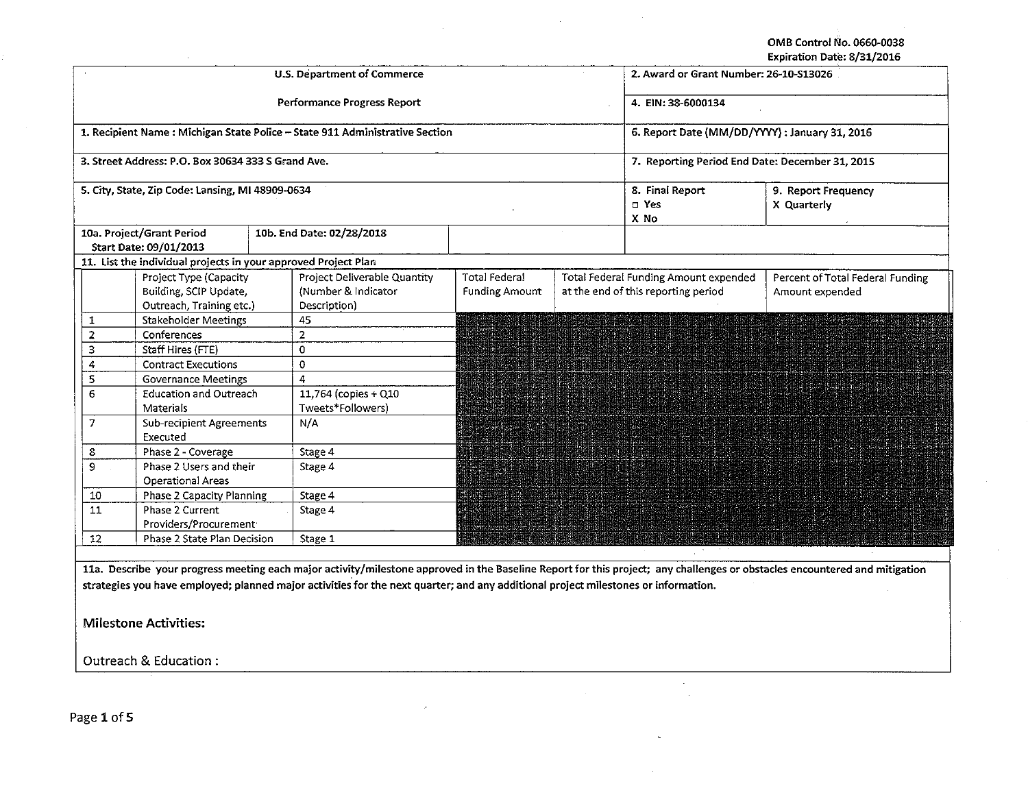OMB Control No. 0660-0038
Expiration Date: 8/31/2016

| U.S. Department of Commerce | 2. Award or Grant Number: 26-10-S13026 |
|---|---|
| Performance Progress Report | 4. EIN: 38-6000134 |
| 1. Recipient Name : Michigan State Police – State 911 Administrative Section | 6. Report Date (MM/DD/YYYY) : January 31, 2016 |
| 3. Street Address: P.O. Box 30634 333 S Grand Ave. | 7. Reporting Period End Date: December 31, 2015 |
| 5. City, State, Zip Code: Lansing, MI 48909-0634 | 8. Final Report ☐ Yes X No / 9. Report Frequency X Quarterly |
| 10a. Project/Grant Period Start Date: 09/01/2013 / 10b. End Date: 02/28/2018 | |

11. List the individual projects in your approved Project Plan

| | Project Type (Capacity Building, SCIP Update, Outreach, Training etc.) | Project Deliverable Quantity (Number & Indicator Description) | Total Federal Funding Amount | Total Federal Funding Amount expended at the end of this reporting period | Percent of Total Federal Funding Amount expended |
|---|---|---|---|---|---|
| 1 | Stakeholder Meetings | 45 | | | |
| 2 | Conferences | 2 | | | |
| 3 | Staff Hires (FTE) | 0 | | | |
| 4 | Contract Executions | 0 | | | |
| 5 | Governance Meetings | 4 | | | |
| 6 | Education and Outreach Materials | 11,764 (copies + Q10 Tweets*Followers) | | | |
| 7 | Sub-recipient Agreements Executed | N/A | | | |
| 8 | Phase 2 - Coverage | Stage 4 | | | |
| 9 | Phase 2 Users and their Operational Areas | Stage 4 | | | |
| 10 | Phase 2 Capacity Planning | Stage 4 | | | |
| 11 | Phase 2 Current Providers/Procurement | Stage 4 | | | |
| 12 | Phase 2 State Plan Decision | Stage 1 | | | |

11a. Describe your progress meeting each major activity/milestone approved in the Baseline Report for this project; any challenges or obstacles encountered and mitigation strategies you have employed; planned major activities for the next quarter; and any additional project milestones or information.

## Milestone Activities:

Outreach & Education :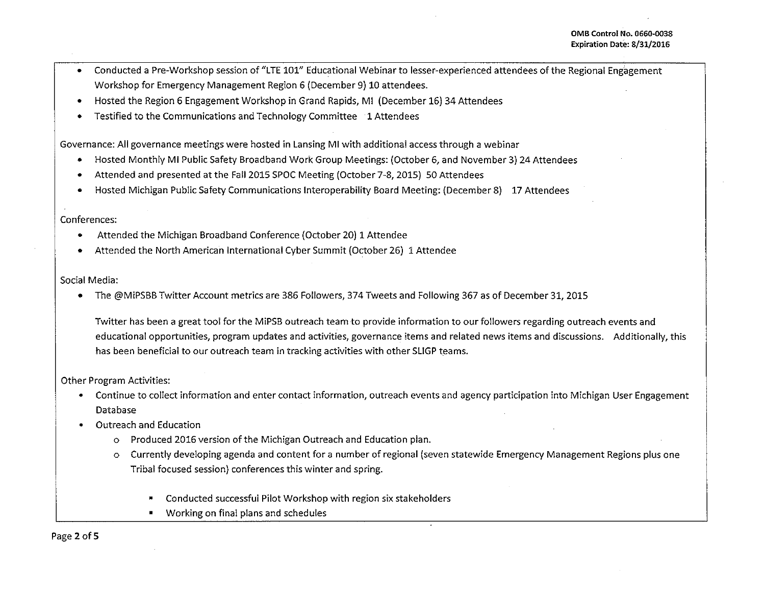- Conducted a Pre-Workshop session of "LTE 101" Educational Webinar to lesser-experienced attendees of the Regional Engagement Workshop for Emergency Management Region 6 (December 9) 10 attendees.
- Hosted the Region 6 Engagement Workshop in Grand Rapids, MI (December 16) 34 Attendees
- Testified to the Communications and Technology Committee 1 Attendees

Governance: All governance meetings were hosted in Lansing MI with additional access through a webinar

- Hosted Monthly MI Public Safety Broadband Work Group Meetings: (October 6, and November 3) 24 Attendees
- Attended and presented at the Fall 2015 SPOC Meeting (October 7-8, 2015) 50 Attendees
- Hosted Michigan Public Safety Communications Interoperability Board Meeting: (December 8) 17 Attendees

Conferences:

- Attended the Michigan Broadband Conference (October 20) 1 Attendee
- Attended the North American International Cyber Summit (October 26) 1 Attendee

Social Media:

- The @MiPSBB Twitter Account metrics are 386 Followers, 374 Tweets and Following 367 as of December 31, 2015

  Twitter has been a great tool for the MiPSB outreach team to provide information to our followers regarding outreach events and educational opportunities, program updates and activities, governance items and related news items and discussions. Additionally, this has been beneficial to our outreach team in tracking activities with other SLIGP teams.

Other Program Activities:

- Continue to collect information and enter contact information, outreach events and agency participation into Michigan User Engagement Database
- Outreach and Education
  - Produced 2016 version of the Michigan Outreach and Education plan.
  - Currently developing agenda and content for a number of regional (seven statewide Emergency Management Regions plus one Tribal focused session) conferences this winter and spring.
    - Conducted successful Pilot Workshop with region six stakeholders
    - Working on final plans and schedules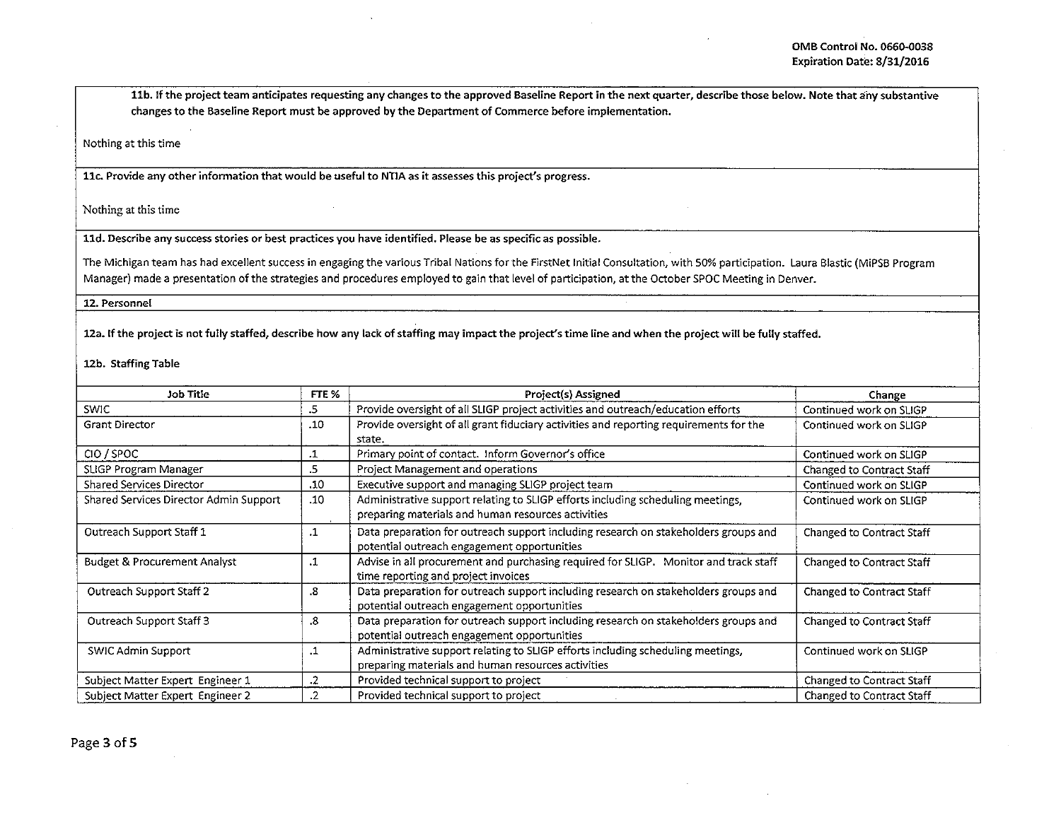**11b. If the project team anticipates requesting any changes to the approved Baseline Report in the next quarter, describe those below. Note that any substantive changes to the Baseline Report must be approved by the Department of Commerce before implementation.**

Nothing at this time

**11c. Provide any other information that would be useful to NTIA as it assesses this project's progress.**

Nothing at this time

**11d. Describe any success stories or best practices you have identified. Please be as specific as possible.**

The Michigan team has had excellent success in engaging the various Tribal Nations for the FirstNet Initial Consultation, with 50% participation. Laura Blastic (MiPSB Program Manager) made a presentation of the strategies and procedures employed to gain that level of participation, at the October SPOC Meeting in Denver.

**12. Personnel**

**12a. If the project is not fully staffed, describe how any lack of staffing may impact the project's time line and when the project will be fully staffed.**

**12b. Staffing Table**

| Job Title | FTE % | Project(s) Assigned | Change |
|---|---|---|---|
| SWIC | .5 | Provide oversight of all SLIGP project activities and outreach/education efforts | Continued work on SLIGP |
| Grant Director | .10 | Provide oversight of all grant fiduciary activities and reporting requirements for the state. | Continued work on SLIGP |
| CIO / SPOC | .1 | Primary point of contact. Inform Governor's office | Continued work on SLIGP |
| SLIGP Program Manager | .5 | Project Management and operations | Changed to Contract Staff |
| Shared Services Director | .10 | Executive support and managing SLIGP project team | Continued work on SLIGP |
| Shared Services Director Admin Support | .10 | Administrative support relating to SLIGP efforts including scheduling meetings, preparing materials and human resources activities | Continued work on SLIGP |
| Outreach Support Staff 1 | .1 | Data preparation for outreach support including research on stakeholders groups and potential outreach engagement opportunities | Changed to Contract Staff |
| Budget & Procurement Analyst | .1 | Advise in all procurement and purchasing required for SLIGP. Monitor and track staff time reporting and project invoices | Changed to Contract Staff |
| Outreach Support Staff 2 | .8 | Data preparation for outreach support including research on stakeholders groups and potential outreach engagement opportunities | Changed to Contract Staff |
| Outreach Support Staff 3 | .8 | Data preparation for outreach support including research on stakeholders groups and potential outreach engagement opportunities | Changed to Contract Staff |
| SWIC Admin Support | .1 | Administrative support relating to SLIGP efforts including scheduling meetings, preparing materials and human resources activities | Continued work on SLIGP |
| Subject Matter Expert Engineer 1 | .2 | Provided technical support to project | Changed to Contract Staff |
| Subject Matter Expert Engineer 2 | .2 | Provided technical support to project | Changed to Contract Staff |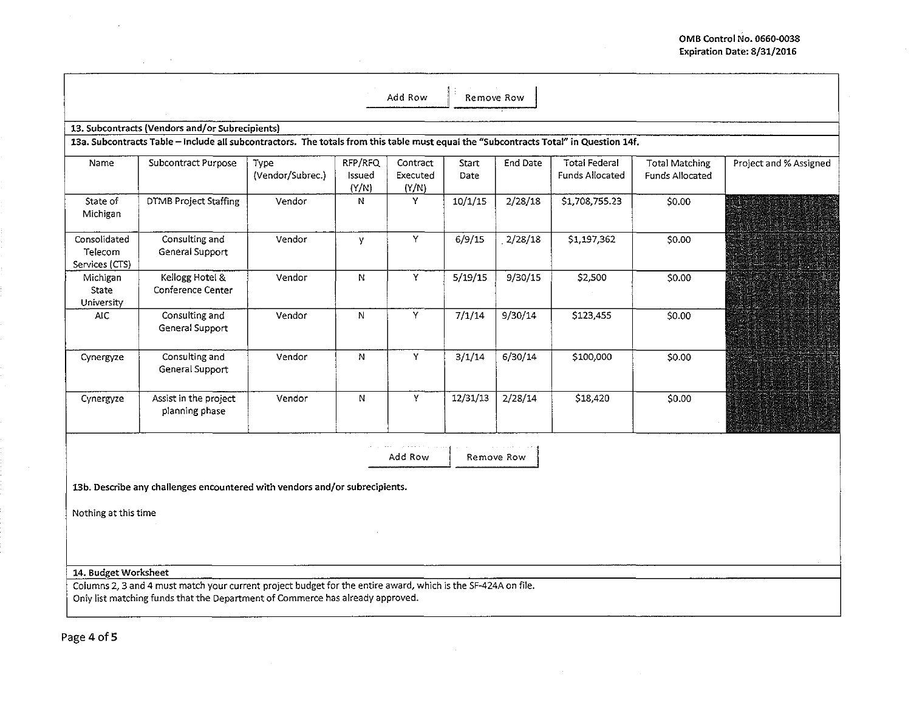Add Row | Remove Row

**13. Subcontracts (Vendors and/or Subrecipients)**

**13a. Subcontracts Table – Include all subcontractors. The totals from this table must equal the "Subcontracts Total" in Question 14f.**

| Name | Subcontract Purpose | Type (Vendor/Subrec.) | RFP/RFQ Issued (Y/N) | Contract Executed (Y/N) | Start Date | End Date | Total Federal Funds Allocated | Total Matching Funds Allocated | Project and % Assigned |
|---|---|---|---|---|---|---|---|---|---|
| State of Michigan | DTMB Project Staffing | Vendor | N | Y | 10/1/15 | 2/28/18 | $1,708,755.23 | $0.00 | |
| Consolidated Telecom Services (CTS) | Consulting and General Support | Vendor | y | Y | 6/9/15 | 2/28/18 | $1,197,362 | $0.00 | |
| Michigan State University | Kellogg Hotel & Conference Center | Vendor | N | Y | 5/19/15 | 9/30/15 | $2,500 | $0.00 | |
| AIC | Consulting and General Support | Vendor | N | Y | 7/1/14 | 9/30/14 | $123,455 | $0.00 | |
| Cynergyze | Consulting and General Support | Vendor | N | Y | 3/1/14 | 6/30/14 | $100,000 | $0.00 | |
| Cynergyze | Assist in the project planning phase | Vendor | N | Y | 12/31/13 | 2/28/14 | $18,420 | $0.00 | |

Add Row | Remove Row

**13b. Describe any challenges encountered with vendors and/or subrecipients.**

Nothing at this time

**14. Budget Worksheet**

Columns 2, 3 and 4 must match your current project budget for the entire award, which is the SF-424A on file.
Only list matching funds that the Department of Commerce has already approved.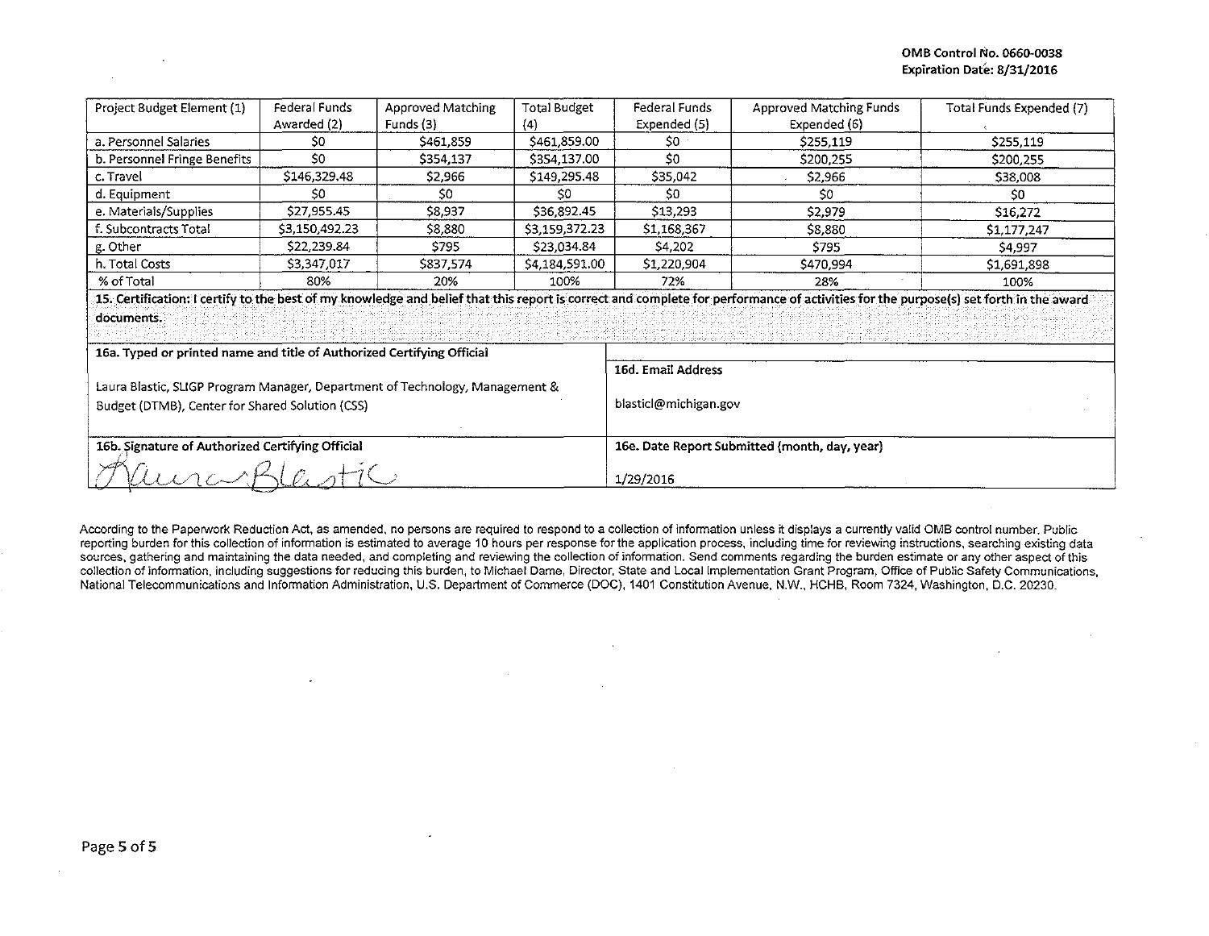OMB Control No. 0660-0038
Expiration Date: 8/31/2016

| Project Budget Element (1) | Federal Funds Awarded (2) | Approved Matching Funds (3) | Total Budget (4) | Federal Funds Expended (5) | Approved Matching Funds Expended (6) | Total Funds Expended (7) |
|---|---|---|---|---|---|---|
| a. Personnel Salaries | $0 | $461,859 | $461,859.00 | $0 | $255,119 | $255,119 |
| b. Personnel Fringe Benefits | $0 | $354,137 | $354,137.00 | $0 | $200,255 | $200,255 |
| c. Travel | $146,329.48 | $2,966 | $149,295.48 | $35,042 | $2,966 | $38,008 |
| d. Equipment | $0 | $0 | $0 | $0 | $0 | $0 |
| e. Materials/Supplies | $27,955.45 | $8,937 | $36,892.45 | $13,293 | $2,979 | $16,272 |
| f. Subcontracts Total | $3,150,492.23 | $8,880 | $3,159,372.23 | $1,168,367 | $8,880 | $1,177,247 |
| g. Other | $22,239.84 | $795 | $23,034.84 | $4,202 | $795 | $4,997 |
| h. Total Costs | $3,347,017 | $837,574 | $4,184,591.00 | $1,220,904 | $470,994 | $1,691,898 |
| % of Total | 80% | 20% | 100% | 72% | 28% | 100% |

**15. Certification: I certify to the best of my knowledge and belief that this report is correct and complete for performance of activities for the purpose(s) set forth in the award documents.**

**16a. Typed or printed name and title of Authorized Certifying Official**

Laura Blastic, SLIGP Program Manager, Department of Technology, Management & Budget (DTMB), Center for Shared Solution (CSS)

**16d. Email Address**

blasticl@michigan.gov

**16b. Signature of Authorized Certifying Official**

Laura Blastic

**16e. Date Report Submitted (month, day, year)**

1/29/2016

According to the Paperwork Reduction Act, as amended, no persons are required to respond to a collection of information unless it displays a currently valid OMB control number. Public reporting burden for this collection of information is estimated to average 10 hours per response for the application process, including time for reviewing instructions, searching existing data sources, gathering and maintaining the data needed, and completing and reviewing the collection of information. Send comments regarding the burden estimate or any other aspect of this collection of information, including suggestions for reducing this burden, to Michael Dame, Director, State and Local Implementation Grant Program, Office of Public Safety Communications, National Telecommunications and Information Administration, U.S. Department of Commerce (DOC), 1401 Constitution Avenue, N.W., HCHB, Room 7324, Washington, D.C. 20230.